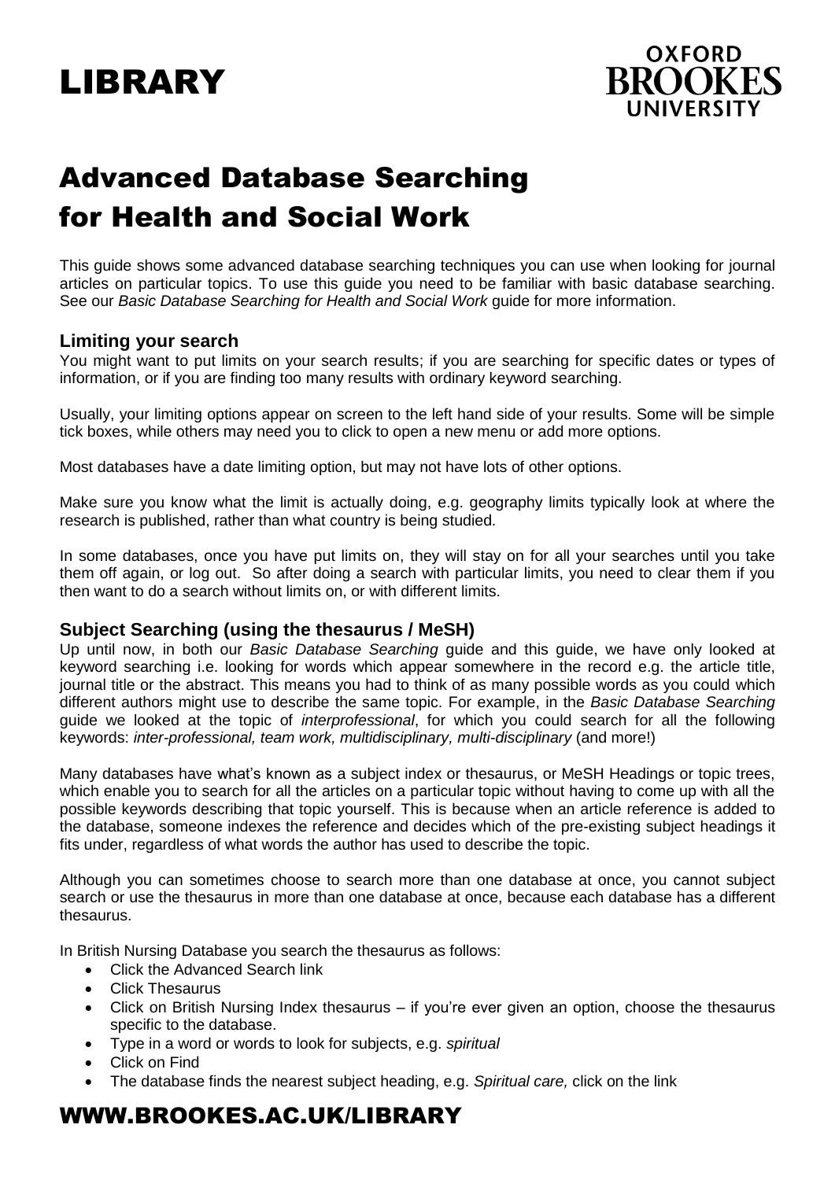# LIBRARY

OXFORD BROOKES UNIVERSITY

# Advanced Database Searching for Health and Social Work

This guide shows some advanced database searching techniques you can use when looking for journal articles on particular topics. To use this guide you need to be familiar with basic database searching. See our *Basic Database Searching for Health and Social Work* guide for more information.

## Limiting your search

You might want to put limits on your search results; if you are searching for specific dates or types of information, or if you are finding too many results with ordinary keyword searching.

Usually, your limiting options appear on screen to the left hand side of your results. Some will be simple tick boxes, while others may need you to click to open a new menu or add more options.

Most databases have a date limiting option, but may not have lots of other options.

Make sure you know what the limit is actually doing, e.g. geography limits typically look at where the research is published, rather than what country is being studied.

In some databases, once you have put limits on, they will stay on for all your searches until you take them off again, or log out. So after doing a search with particular limits, you need to clear them if you then want to do a search without limits on, or with different limits.

## Subject Searching (using the thesaurus / MeSH)

Up until now, in both our *Basic Database Searching* guide and this guide, we have only looked at keyword searching i.e. looking for words which appear somewhere in the record e.g. the article title, journal title or the abstract. This means you had to think of as many possible words as you could which different authors might use to describe the same topic. For example, in the *Basic Database Searching* guide we looked at the topic of *interprofessional*, for which you could search for all the following keywords: *inter-professional, team work, multidisciplinary, multi-disciplinary* (and more!)

Many databases have what's known as a subject index or thesaurus, or MeSH Headings or topic trees, which enable you to search for all the articles on a particular topic without having to come up with all the possible keywords describing that topic yourself. This is because when an article reference is added to the database, someone indexes the reference and decides which of the pre-existing subject headings it fits under, regardless of what words the author has used to describe the topic.

Although you can sometimes choose to search more than one database at once, you cannot subject search or use the thesaurus in more than one database at once, because each database has a different thesaurus.

In British Nursing Database you search the thesaurus as follows:

- Click the Advanced Search link
- Click Thesaurus
- Click on British Nursing Index thesaurus – if you're ever given an option, choose the thesaurus specific to the database.
- Type in a word or words to look for subjects, e.g. *spiritual*
- Click on Find
- The database finds the nearest subject heading, e.g. *Spiritual care,* click on the link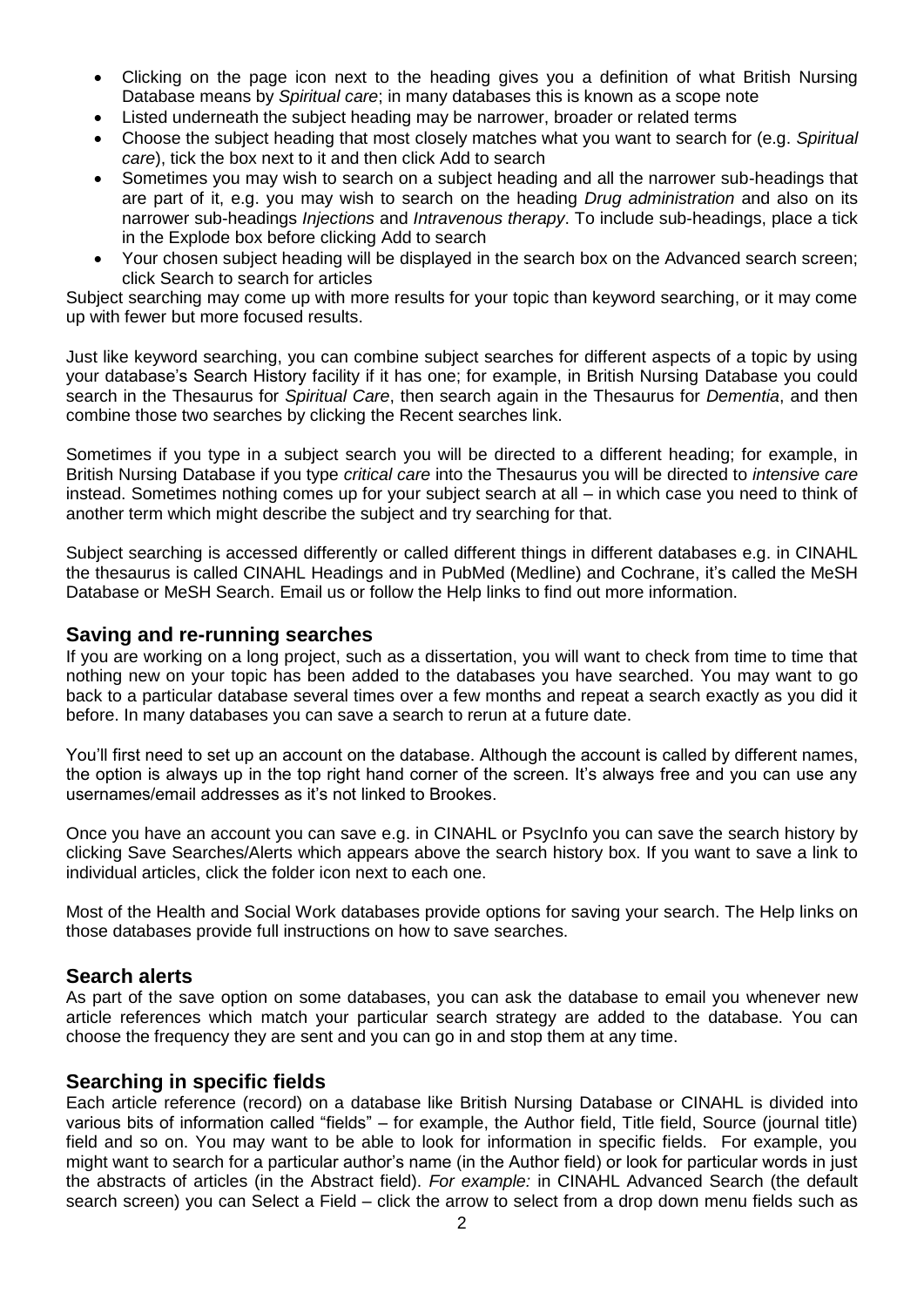- Clicking on the page icon next to the heading gives you a definition of what British Nursing Database means by *Spiritual care*; in many databases this is known as a scope note
- Listed underneath the subject heading may be narrower, broader or related terms
- Choose the subject heading that most closely matches what you want to search for (e.g. *Spiritual care*), tick the box next to it and then click Add to search
- Sometimes you may wish to search on a subject heading and all the narrower sub-headings that are part of it, e.g. you may wish to search on the heading *Drug administration* and also on its narrower sub-headings *Injections* and *Intravenous therapy*. To include sub-headings, place a tick in the Explode box before clicking Add to search
- Your chosen subject heading will be displayed in the search box on the Advanced search screen; click Search to search for articles

Subject searching may come up with more results for your topic than keyword searching, or it may come up with fewer but more focused results.

Just like keyword searching, you can combine subject searches for different aspects of a topic by using your database's Search History facility if it has one; for example, in British Nursing Database you could search in the Thesaurus for *Spiritual Care*, then search again in the Thesaurus for *Dementia*, and then combine those two searches by clicking the Recent searches link.

Sometimes if you type in a subject search you will be directed to a different heading; for example, in British Nursing Database if you type *critical care* into the Thesaurus you will be directed to *intensive care* instead. Sometimes nothing comes up for your subject search at all – in which case you need to think of another term which might describe the subject and try searching for that.

Subject searching is accessed differently or called different things in different databases e.g. in CINAHL the thesaurus is called CINAHL Headings and in PubMed (Medline) and Cochrane, it's called the MeSH Database or MeSH Search. Email us or follow the Help links to find out more information.

## Saving and re-running searches

If you are working on a long project, such as a dissertation, you will want to check from time to time that nothing new on your topic has been added to the databases you have searched. You may want to go back to a particular database several times over a few months and repeat a search exactly as you did it before. In many databases you can save a search to rerun at a future date.

You'll first need to set up an account on the database. Although the account is called by different names, the option is always up in the top right hand corner of the screen. It's always free and you can use any usernames/email addresses as it's not linked to Brookes.

Once you have an account you can save e.g. in CINAHL or PsycInfo you can save the search history by clicking Save Searches/Alerts which appears above the search history box. If you want to save a link to individual articles, click the folder icon next to each one.

Most of the Health and Social Work databases provide options for saving your search. The Help links on those databases provide full instructions on how to save searches.

## Search alerts

As part of the save option on some databases, you can ask the database to email you whenever new article references which match your particular search strategy are added to the database. You can choose the frequency they are sent and you can go in and stop them at any time.

## Searching in specific fields

Each article reference (record) on a database like British Nursing Database or CINAHL is divided into various bits of information called "fields" – for example, the Author field, Title field, Source (journal title) field and so on. You may want to be able to look for information in specific fields. For example, you might want to search for a particular author's name (in the Author field) or look for particular words in just the abstracts of articles (in the Abstract field). *For example:* in CINAHL Advanced Search (the default search screen) you can Select a Field – click the arrow to select from a drop down menu fields such as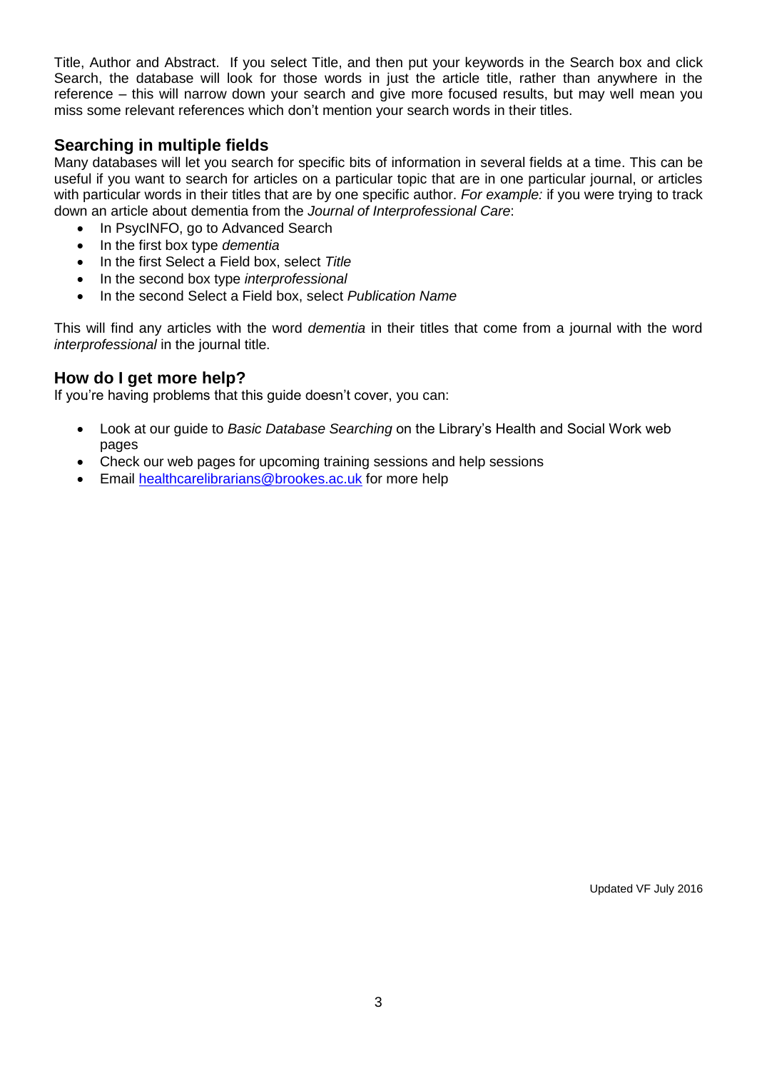Title, Author and Abstract. If you select Title, and then put your keywords in the Search box and click Search, the database will look for those words in just the article title, rather than anywhere in the reference – this will narrow down your search and give more focused results, but may well mean you miss some relevant references which don't mention your search words in their titles.

## Searching in multiple fields

Many databases will let you search for specific bits of information in several fields at a time. This can be useful if you want to search for articles on a particular topic that are in one particular journal, or articles with particular words in their titles that are by one specific author. *For example:* if you were trying to track down an article about dementia from the *Journal of Interprofessional Care*:

- In PsycINFO, go to Advanced Search
- In the first box type *dementia*
- In the first Select a Field box, select *Title*
- In the second box type *interprofessional*
- In the second Select a Field box, select *Publication Name*

This will find any articles with the word *dementia* in their titles that come from a journal with the word *interprofessional* in the journal title.

## How do I get more help?

If you're having problems that this guide doesn't cover, you can:

- Look at our guide to *Basic Database Searching* on the Library's Health and Social Work web pages
- Check our web pages for upcoming training sessions and help sessions
- Email [healthcarelibrarians@brookes.ac.uk](mailto:healthcarelibrarians@brookes.ac.uk) for more help

Updated VF July 2016